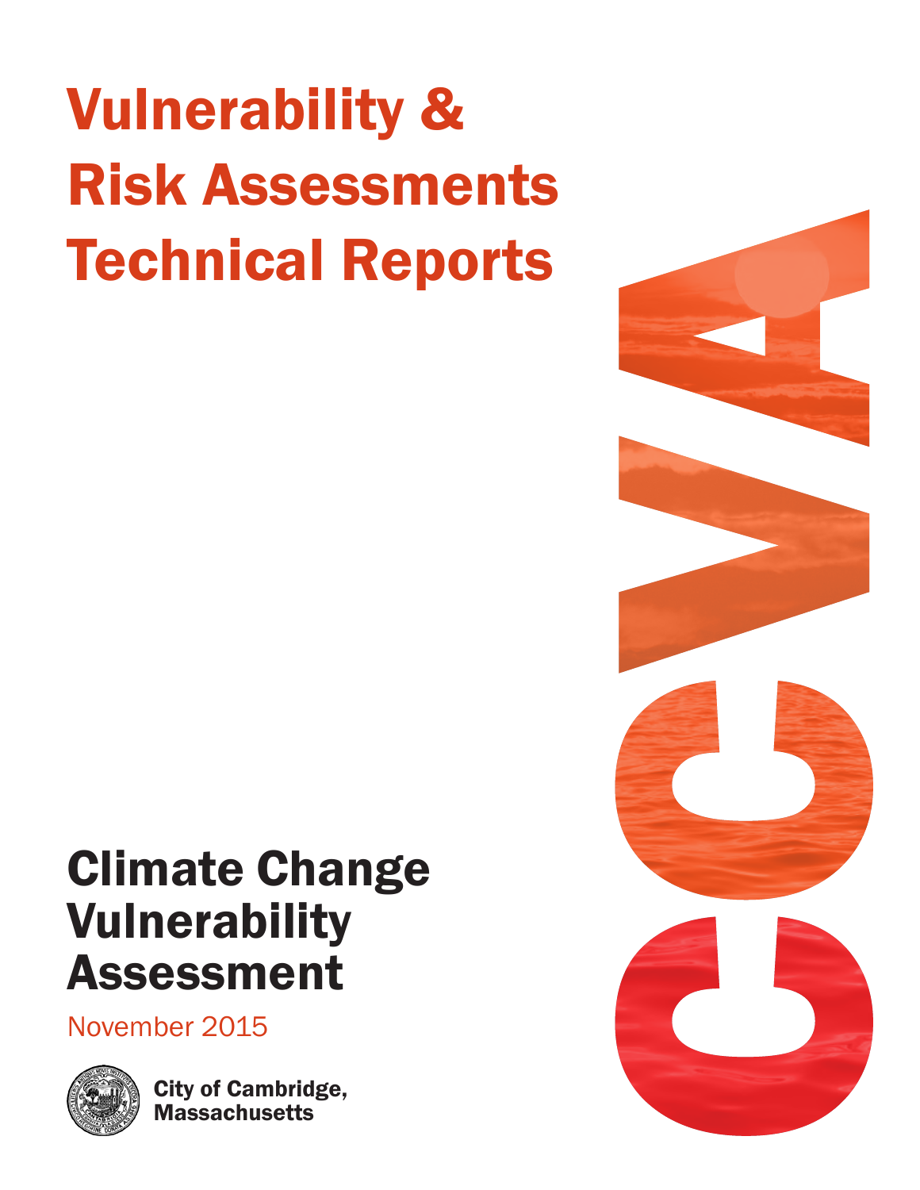# Vulnerability & Risk Assessments Technical Reports

CCVA

# Climate Change Vulnerability Assessment

November 2015

City of Cambridge, Massachusetts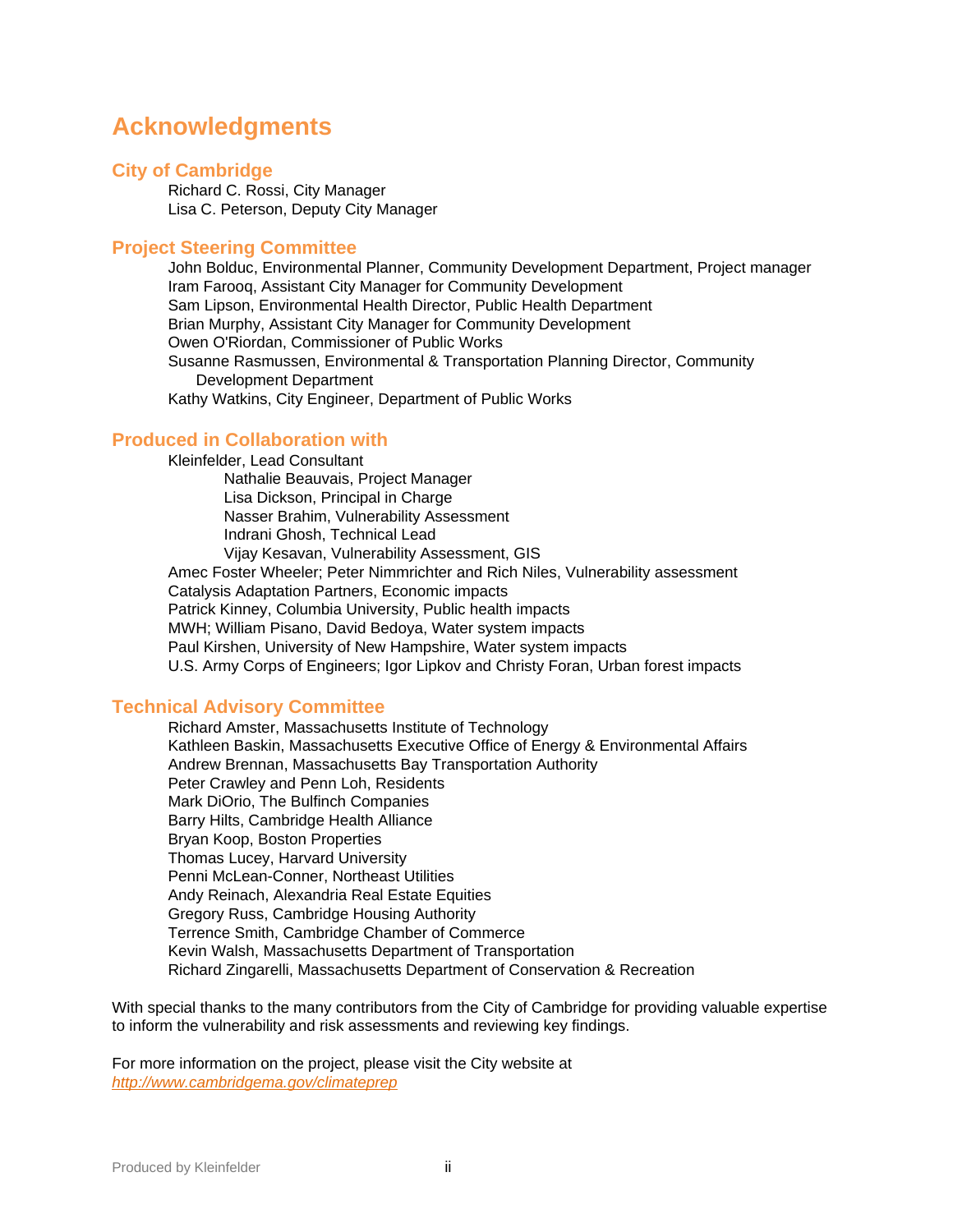# Acknowledgments

## City of Cambridge

Richard C. Rossi, City Manager
Lisa C. Peterson, Deputy City Manager

## Project Steering Committee

John Bolduc, Environmental Planner, Community Development Department, Project manager
Iram Farooq, Assistant City Manager for Community Development
Sam Lipson, Environmental Health Director, Public Health Department
Brian Murphy, Assistant City Manager for Community Development
Owen O'Riordan, Commissioner of Public Works
Susanne Rasmussen, Environmental & Transportation Planning Director, Community Development Department
Kathy Watkins, City Engineer, Department of Public Works

## Produced in Collaboration with

Kleinfelder, Lead Consultant

- Nathalie Beauvais, Project Manager
- Lisa Dickson, Principal in Charge
- Nasser Brahim, Vulnerability Assessment
- Indrani Ghosh, Technical Lead
- Vijay Kesavan, Vulnerability Assessment, GIS

Amec Foster Wheeler; Peter Nimmrichter and Rich Niles, Vulnerability assessment
Catalysis Adaptation Partners, Economic impacts
Patrick Kinney, Columbia University, Public health impacts
MWH; William Pisano, David Bedoya, Water system impacts
Paul Kirshen, University of New Hampshire, Water system impacts
U.S. Army Corps of Engineers; Igor Lipkov and Christy Foran, Urban forest impacts

## Technical Advisory Committee

Richard Amster, Massachusetts Institute of Technology
Kathleen Baskin, Massachusetts Executive Office of Energy & Environmental Affairs
Andrew Brennan, Massachusetts Bay Transportation Authority
Peter Crawley and Penn Loh, Residents
Mark DiOrio, The Bulfinch Companies
Barry Hilts, Cambridge Health Alliance
Bryan Koop, Boston Properties
Thomas Lucey, Harvard University
Penni McLean-Conner, Northeast Utilities
Andy Reinach, Alexandria Real Estate Equities
Gregory Russ, Cambridge Housing Authority
Terrence Smith, Cambridge Chamber of Commerce
Kevin Walsh, Massachusetts Department of Transportation
Richard Zingarelli, Massachusetts Department of Conservation & Recreation

With special thanks to the many contributors from the City of Cambridge for providing valuable expertise to inform the vulnerability and risk assessments and reviewing key findings.

For more information on the project, please visit the City website at
*http://www.cambridgema.gov/climateprep*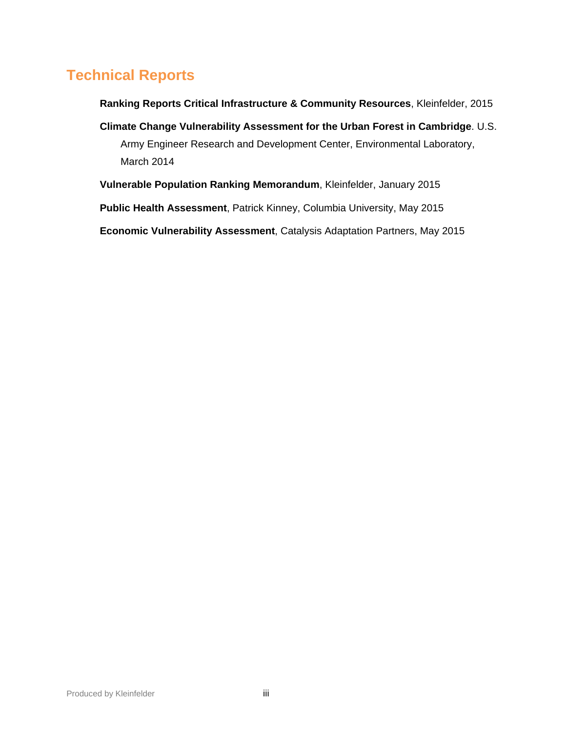## Technical Reports

**Ranking Reports Critical Infrastructure & Community Resources**, Kleinfelder, 2015

**Climate Change Vulnerability Assessment for the Urban Forest in Cambridge**. U.S. Army Engineer Research and Development Center, Environmental Laboratory, March 2014

**Vulnerable Population Ranking Memorandum**, Kleinfelder, January 2015

**Public Health Assessment**, Patrick Kinney, Columbia University, May 2015

**Economic Vulnerability Assessment**, Catalysis Adaptation Partners, May 2015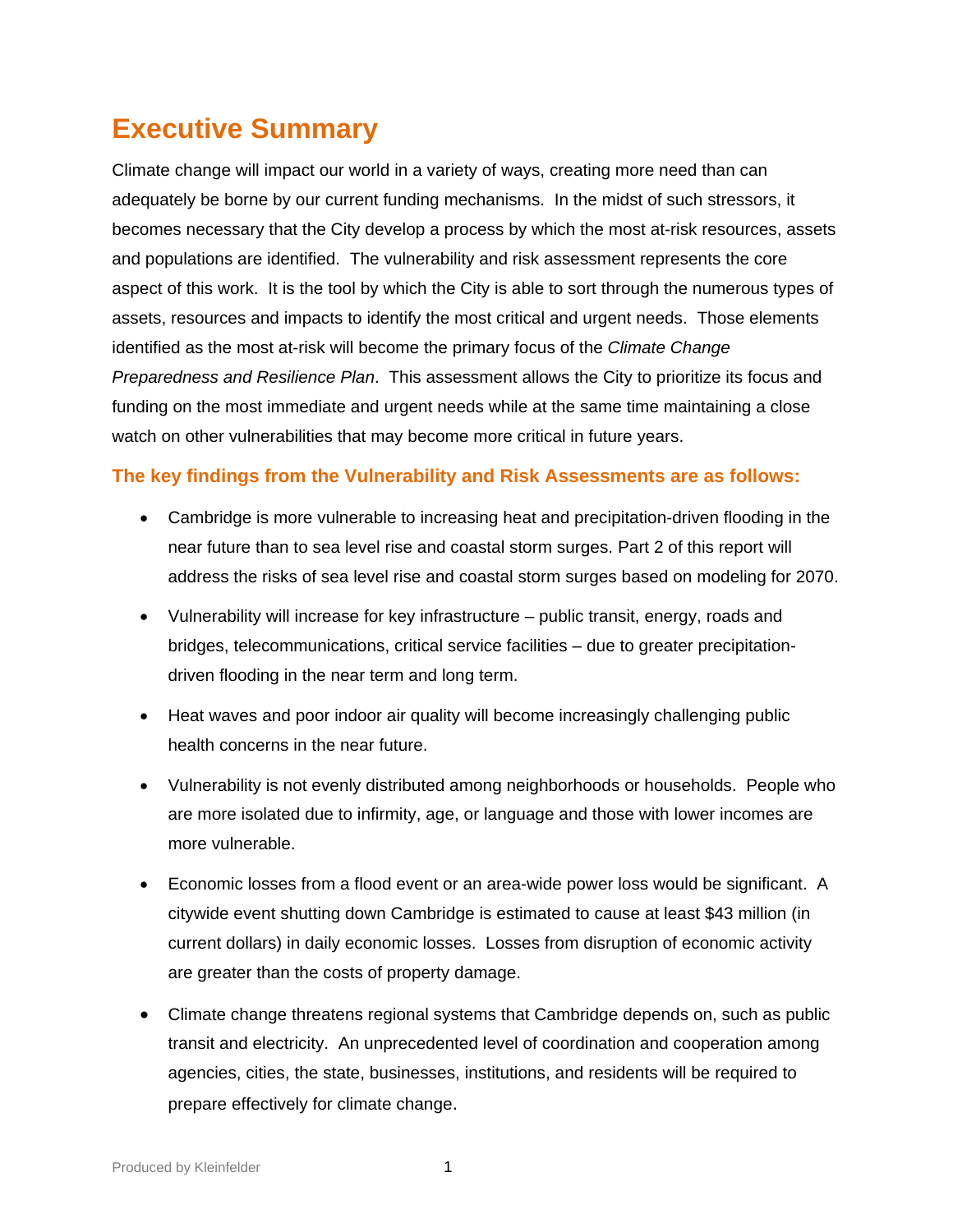# Executive Summary

Climate change will impact our world in a variety of ways, creating more need than can adequately be borne by our current funding mechanisms. In the midst of such stressors, it becomes necessary that the City develop a process by which the most at-risk resources, assets and populations are identified. The vulnerability and risk assessment represents the core aspect of this work. It is the tool by which the City is able to sort through the numerous types of assets, resources and impacts to identify the most critical and urgent needs. Those elements identified as the most at-risk will become the primary focus of the *Climate Change Preparedness and Resilience Plan*. This assessment allows the City to prioritize its focus and funding on the most immediate and urgent needs while at the same time maintaining a close watch on other vulnerabilities that may become more critical in future years.

### The key findings from the Vulnerability and Risk Assessments are as follows:

- Cambridge is more vulnerable to increasing heat and precipitation-driven flooding in the near future than to sea level rise and coastal storm surges. Part 2 of this report will address the risks of sea level rise and coastal storm surges based on modeling for 2070.
- Vulnerability will increase for key infrastructure – public transit, energy, roads and bridges, telecommunications, critical service facilities – due to greater precipitation-driven flooding in the near term and long term.
- Heat waves and poor indoor air quality will become increasingly challenging public health concerns in the near future.
- Vulnerability is not evenly distributed among neighborhoods or households. People who are more isolated due to infirmity, age, or language and those with lower incomes are more vulnerable.
- Economic losses from a flood event or an area-wide power loss would be significant. A citywide event shutting down Cambridge is estimated to cause at least $43 million (in current dollars) in daily economic losses. Losses from disruption of economic activity are greater than the costs of property damage.
- Climate change threatens regional systems that Cambridge depends on, such as public transit and electricity. An unprecedented level of coordination and cooperation among agencies, cities, the state, businesses, institutions, and residents will be required to prepare effectively for climate change.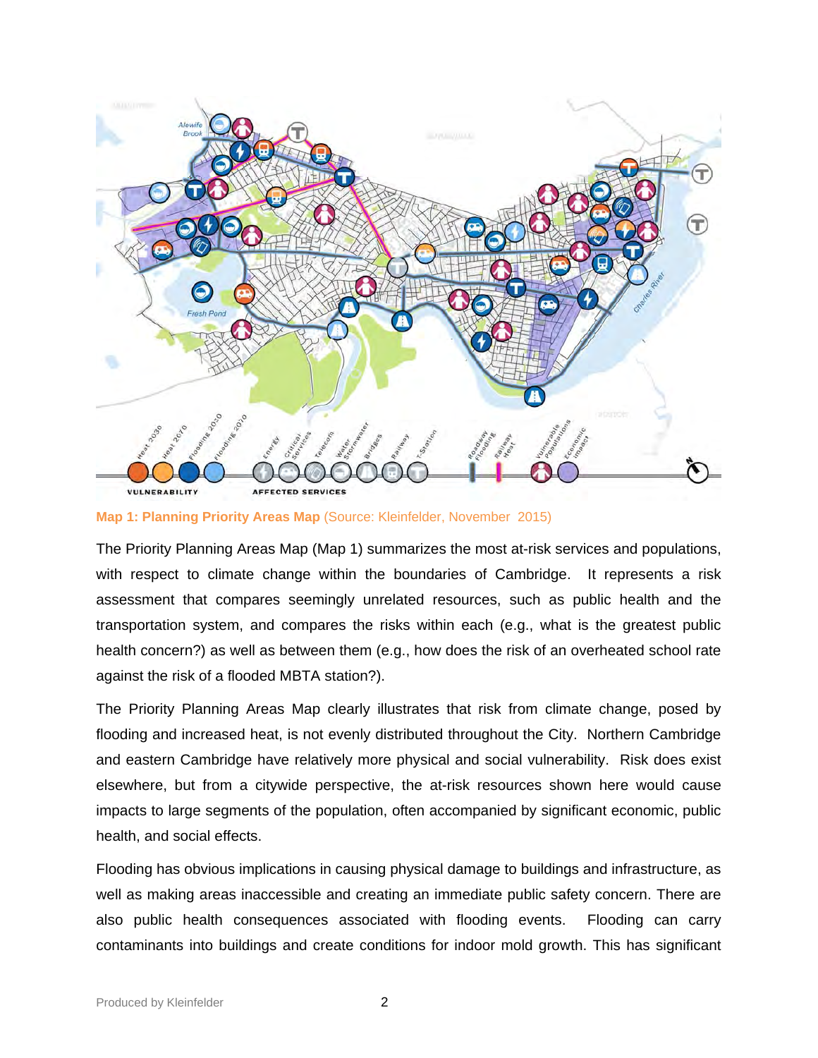**Map 1: Planning Priority Areas Map** (Source: Kleinfelder, November 2015)

The Priority Planning Areas Map (Map 1) summarizes the most at-risk services and populations, with respect to climate change within the boundaries of Cambridge. It represents a risk assessment that compares seemingly unrelated resources, such as public health and the transportation system, and compares the risks within each (e.g., what is the greatest public health concern?) as well as between them (e.g., how does the risk of an overheated school rate against the risk of a flooded MBTA station?).

The Priority Planning Areas Map clearly illustrates that risk from climate change, posed by flooding and increased heat, is not evenly distributed throughout the City. Northern Cambridge and eastern Cambridge have relatively more physical and social vulnerability. Risk does exist elsewhere, but from a citywide perspective, the at-risk resources shown here would cause impacts to large segments of the population, often accompanied by significant economic, public health, and social effects.

Flooding has obvious implications in causing physical damage to buildings and infrastructure, as well as making areas inaccessible and creating an immediate public safety concern. There are also public health consequences associated with flooding events. Flooding can carry contaminants into buildings and create conditions for indoor mold growth. This has significant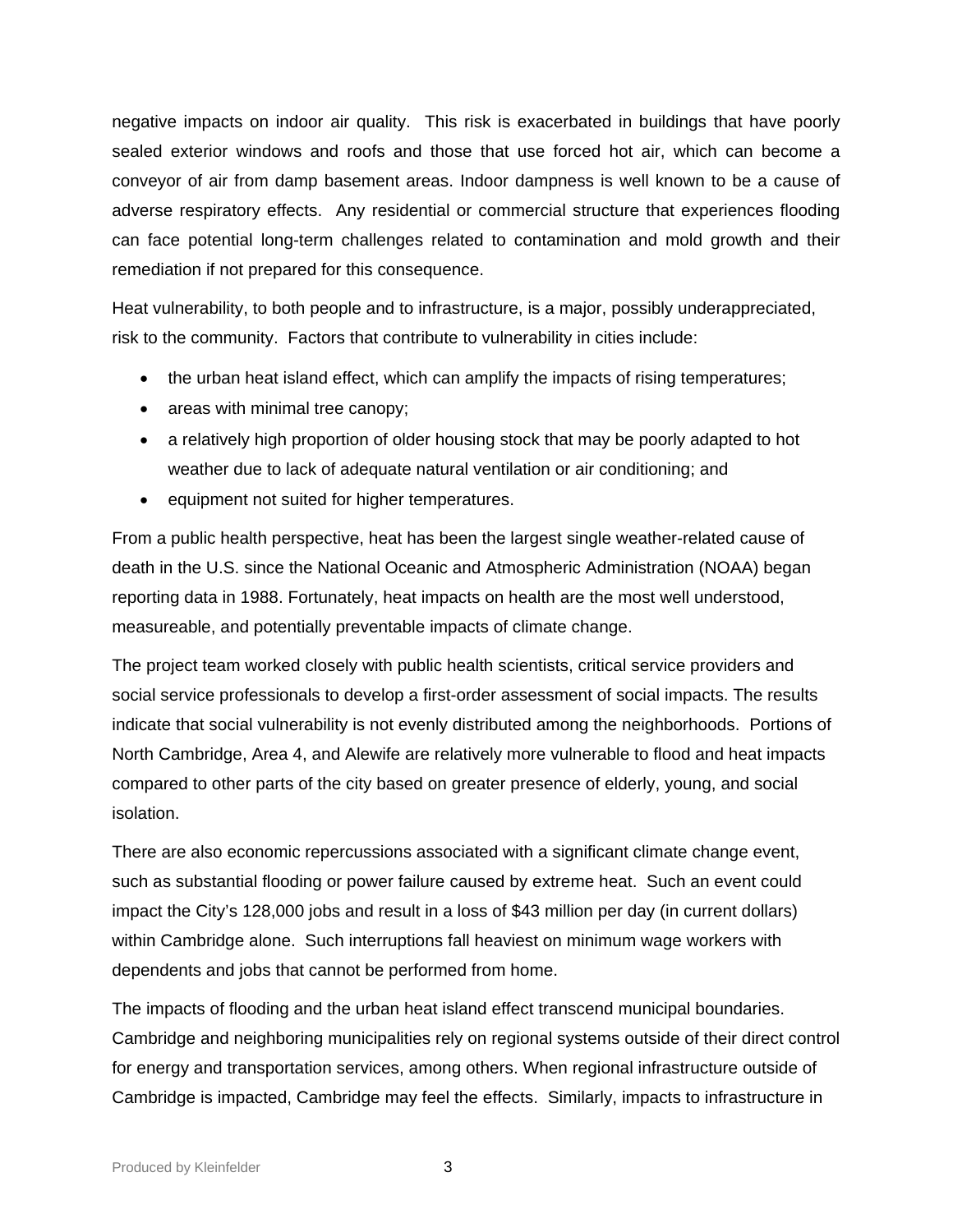negative impacts on indoor air quality. This risk is exacerbated in buildings that have poorly sealed exterior windows and roofs and those that use forced hot air, which can become a conveyor of air from damp basement areas. Indoor dampness is well known to be a cause of adverse respiratory effects. Any residential or commercial structure that experiences flooding can face potential long-term challenges related to contamination and mold growth and their remediation if not prepared for this consequence.

Heat vulnerability, to both people and to infrastructure, is a major, possibly underappreciated, risk to the community. Factors that contribute to vulnerability in cities include:

- the urban heat island effect, which can amplify the impacts of rising temperatures;
- areas with minimal tree canopy;
- a relatively high proportion of older housing stock that may be poorly adapted to hot weather due to lack of adequate natural ventilation or air conditioning; and
- equipment not suited for higher temperatures.

From a public health perspective, heat has been the largest single weather-related cause of death in the U.S. since the National Oceanic and Atmospheric Administration (NOAA) began reporting data in 1988. Fortunately, heat impacts on health are the most well understood, measureable, and potentially preventable impacts of climate change.

The project team worked closely with public health scientists, critical service providers and social service professionals to develop a first-order assessment of social impacts. The results indicate that social vulnerability is not evenly distributed among the neighborhoods. Portions of North Cambridge, Area 4, and Alewife are relatively more vulnerable to flood and heat impacts compared to other parts of the city based on greater presence of elderly, young, and social isolation.

There are also economic repercussions associated with a significant climate change event, such as substantial flooding or power failure caused by extreme heat. Such an event could impact the City's 128,000 jobs and result in a loss of $43 million per day (in current dollars) within Cambridge alone. Such interruptions fall heaviest on minimum wage workers with dependents and jobs that cannot be performed from home.

The impacts of flooding and the urban heat island effect transcend municipal boundaries. Cambridge and neighboring municipalities rely on regional systems outside of their direct control for energy and transportation services, among others. When regional infrastructure outside of Cambridge is impacted, Cambridge may feel the effects. Similarly, impacts to infrastructure in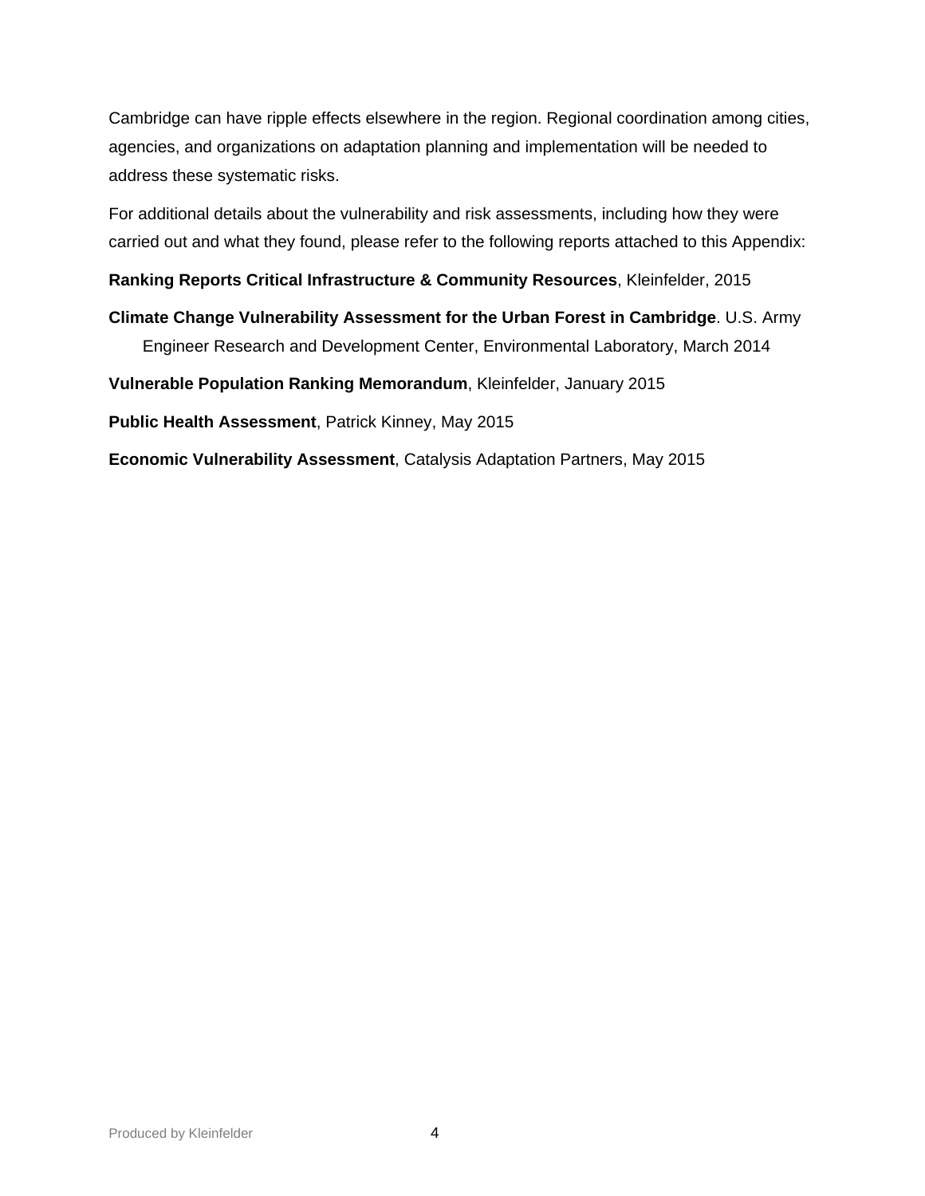Cambridge can have ripple effects elsewhere in the region. Regional coordination among cities, agencies, and organizations on adaptation planning and implementation will be needed to address these systematic risks.

For additional details about the vulnerability and risk assessments, including how they were carried out and what they found, please refer to the following reports attached to this Appendix:

**Ranking Reports Critical Infrastructure & Community Resources**, Kleinfelder, 2015

**Climate Change Vulnerability Assessment for the Urban Forest in Cambridge**. U.S. Army Engineer Research and Development Center, Environmental Laboratory, March 2014

**Vulnerable Population Ranking Memorandum**, Kleinfelder, January 2015

**Public Health Assessment**, Patrick Kinney, May 2015

**Economic Vulnerability Assessment**, Catalysis Adaptation Partners, May 2015